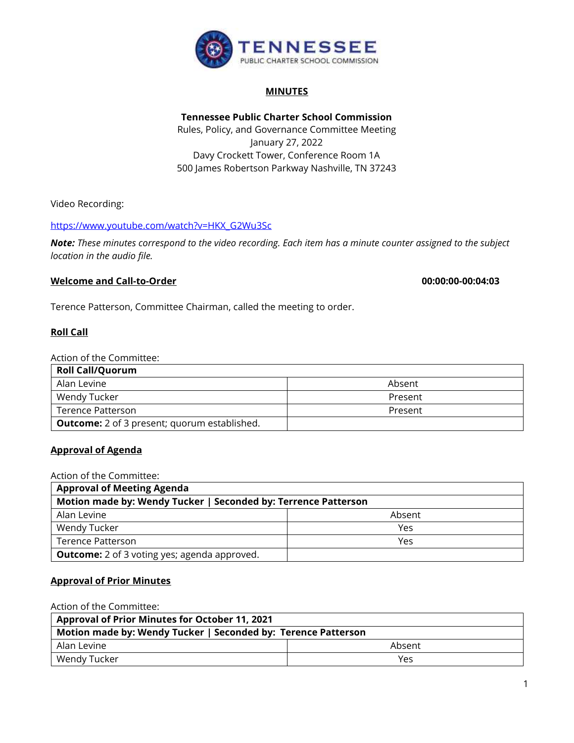**MINUTES**

**Tennessee Public Charter School Commission**
Rules, Policy, and Governance Committee Meeting
January 27, 2022
Davy Crockett Tower, Conference Room 1A
500 James Robertson Parkway Nashville, TN 37243

Video Recording:

https://www.youtube.com/watch?v=HKX_G2Wu3Sc

***Note:*** *These minutes correspond to the video recording. Each item has a minute counter assigned to the subject location in the audio file.*

**Welcome and Call-to-Order** **00:00:00-00:04:03**

Terence Patterson, Committee Chairman, called the meeting to order.

**Roll Call**

Action of the Committee:

| **Roll Call/Quorum** | |
|---|---|
| Alan Levine | Absent |
| Wendy Tucker | Present |
| Terence Patterson | Present |
| **Outcome:** 2 of 3 present; quorum established. | |

**Approval of Agenda**

Action of the Committee:

| **Approval of Meeting Agenda** | |
|---|---|
| **Motion made by: Wendy Tucker \| Seconded by: Terrence Patterson** | |
| Alan Levine | Absent |
| Wendy Tucker | Yes |
| Terence Patterson | Yes |
| **Outcome:** 2 of 3 voting yes; agenda approved. | |

**Approval of Prior Minutes**

Action of the Committee:

| **Approval of Prior Minutes for October 11, 2021** | |
|---|---|
| **Motion made by: Wendy Tucker \| Seconded by: Terence Patterson** | |
| Alan Levine | Absent |
| Wendy Tucker | Yes |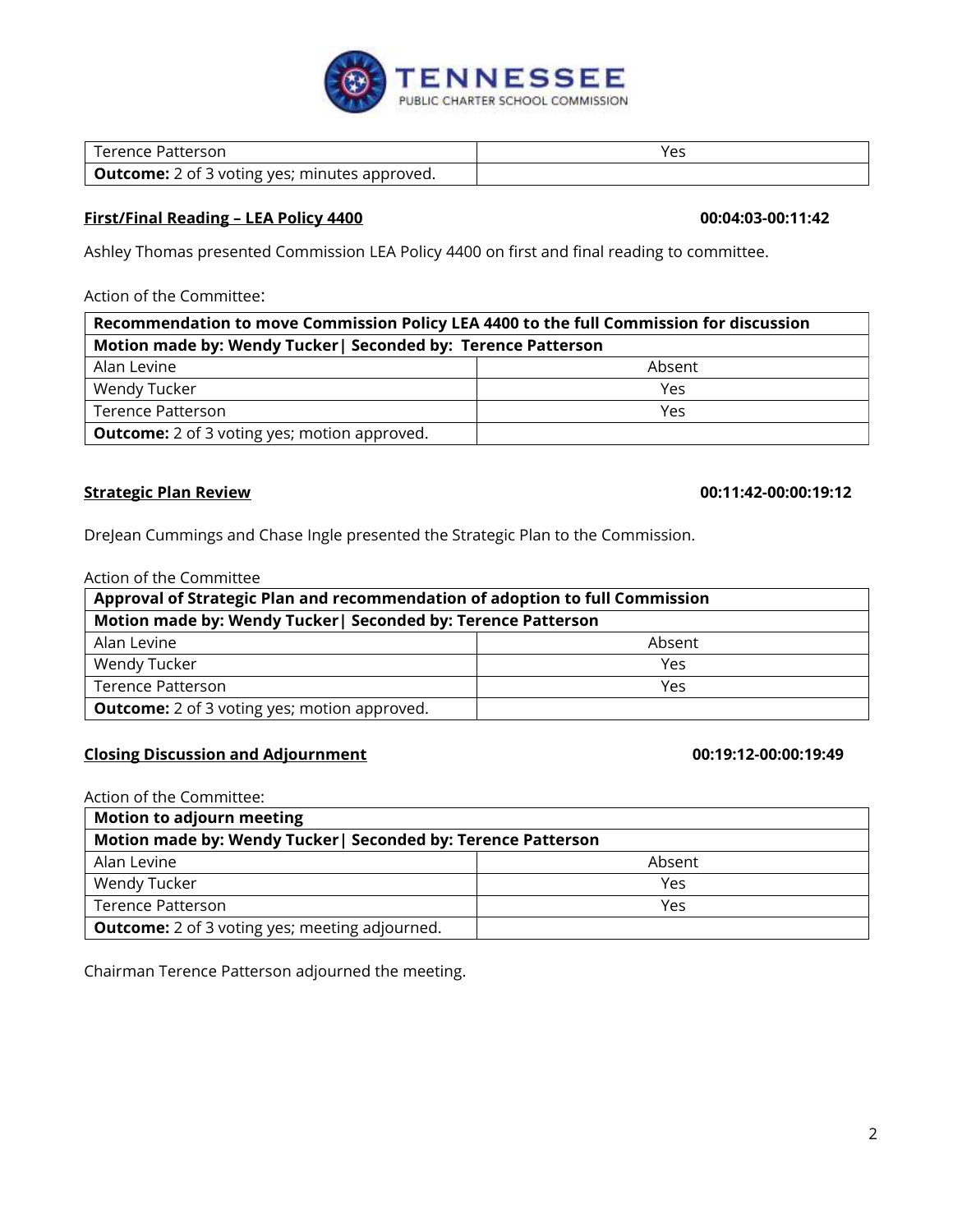| | |
|---|---|
| Terence Patterson | Yes |
| **Outcome:** 2 of 3 voting yes; minutes approved. | |

**First/Final Reading – LEA Policy 4400** 00:04:03-00:11:42

Ashley Thomas presented Commission LEA Policy 4400 on first and final reading to committee.

Action of the Committee:

| **Recommendation to move Commission Policy LEA 4400 to the full Commission for discussion** | |
|---|---|
| **Motion made by: Wendy Tucker\| Seconded by: Terence Patterson** | |
| Alan Levine | Absent |
| Wendy Tucker | Yes |
| Terence Patterson | Yes |
| **Outcome:** 2 of 3 voting yes; motion approved. | |

**Strategic Plan Review** 00:11:42-00:00:19:12

DreJean Cummings and Chase Ingle presented the Strategic Plan to the Commission.

Action of the Committee

| **Approval of Strategic Plan and recommendation of adoption to full Commission** | |
|---|---|
| **Motion made by: Wendy Tucker\| Seconded by: Terence Patterson** | |
| Alan Levine | Absent |
| Wendy Tucker | Yes |
| Terence Patterson | Yes |
| **Outcome:** 2 of 3 voting yes; motion approved. | |

**Closing Discussion and Adjournment** 00:19:12-00:00:19:49

Action of the Committee:

| **Motion to adjourn meeting** | |
|---|---|
| **Motion made by: Wendy Tucker\| Seconded by: Terence Patterson** | |
| Alan Levine | Absent |
| Wendy Tucker | Yes |
| Terence Patterson | Yes |
| **Outcome:** 2 of 3 voting yes; meeting adjourned. | |

Chairman Terence Patterson adjourned the meeting.